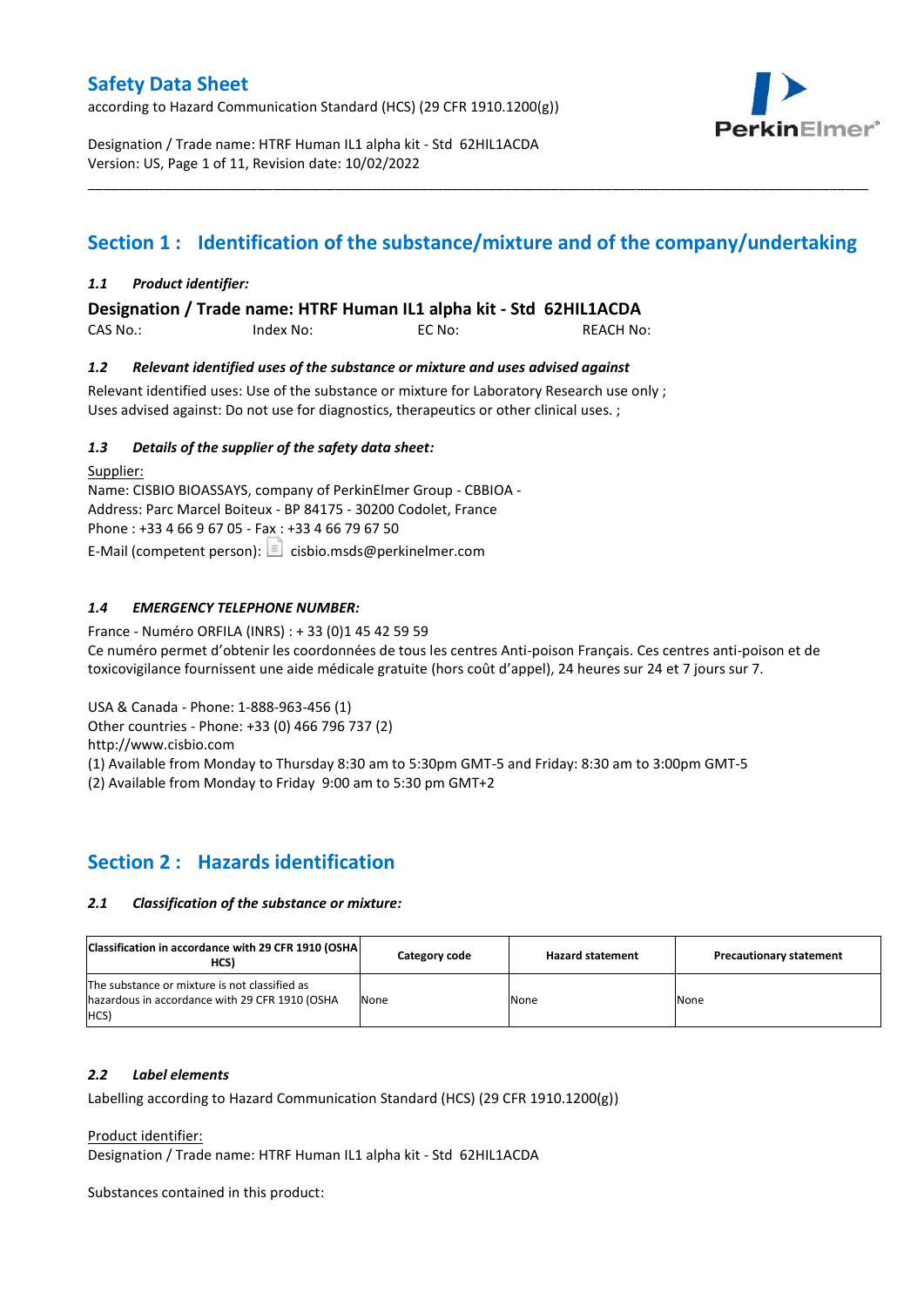# Safety Data Sheet

according to Hazard Communication Standard (HCS) (29 CFR 1910.1200(g))

Designation / Trade name: HTRF Human IL1 alpha kit - Std 62HIL1ACDA
Version: US, Page 1 of 11, Revision date: 10/02/2022

## Section 1 : Identification of the substance/mixture and of the company/undertaking

### *1.1 Product identifier:*

**Designation / Trade name: HTRF Human IL1 alpha kit - Std 62HIL1ACDA**

CAS No.: Index No: EC No: REACH No:

### *1.2 Relevant identified uses of the substance or mixture and uses advised against*

Relevant identified uses: Use of the substance or mixture for Laboratory Research use only ;
Uses advised against: Do not use for diagnostics, therapeutics or other clinical uses. ;

### *1.3 Details of the supplier of the safety data sheet:*

Supplier:
Name: CISBIO BIOASSAYS, company of PerkinElmer Group - CBBIOA -
Address: Parc Marcel Boiteux - BP 84175 - 30200 Codolet, France
Phone : +33 4 66 9 67 05 - Fax : +33 4 66 79 67 50
E-Mail (competent person): cisbio.msds@perkinelmer.com

### *1.4 EMERGENCY TELEPHONE NUMBER:*

France - Numéro ORFILA (INRS) : + 33 (0)1 45 42 59 59
Ce numéro permet d'obtenir les coordonnées de tous les centres Anti-poison Français. Ces centres anti-poison et de toxicovigilance fournissent une aide médicale gratuite (hors coût d'appel), 24 heures sur 24 et 7 jours sur 7.

USA & Canada - Phone: 1-888-963-456 (1)
Other countries - Phone: +33 (0) 466 796 737 (2)
http://www.cisbio.com
(1) Available from Monday to Thursday 8:30 am to 5:30pm GMT-5 and Friday: 8:30 am to 3:00pm GMT-5
(2) Available from Monday to Friday 9:00 am to 5:30 pm GMT+2

## Section 2 : Hazards identification

### *2.1 Classification of the substance or mixture:*

| Classification in accordance with 29 CFR 1910 (OSHA HCS) | Category code | Hazard statement | Precautionary statement |
|---|---|---|---|
| The substance or mixture is not classified as hazardous in accordance with 29 CFR 1910 (OSHA HCS) | None | None | None |

### *2.2 Label elements*

Labelling according to Hazard Communication Standard (HCS) (29 CFR 1910.1200(g))

Product identifier:
Designation / Trade name: HTRF Human IL1 alpha kit - Std 62HIL1ACDA

Substances contained in this product: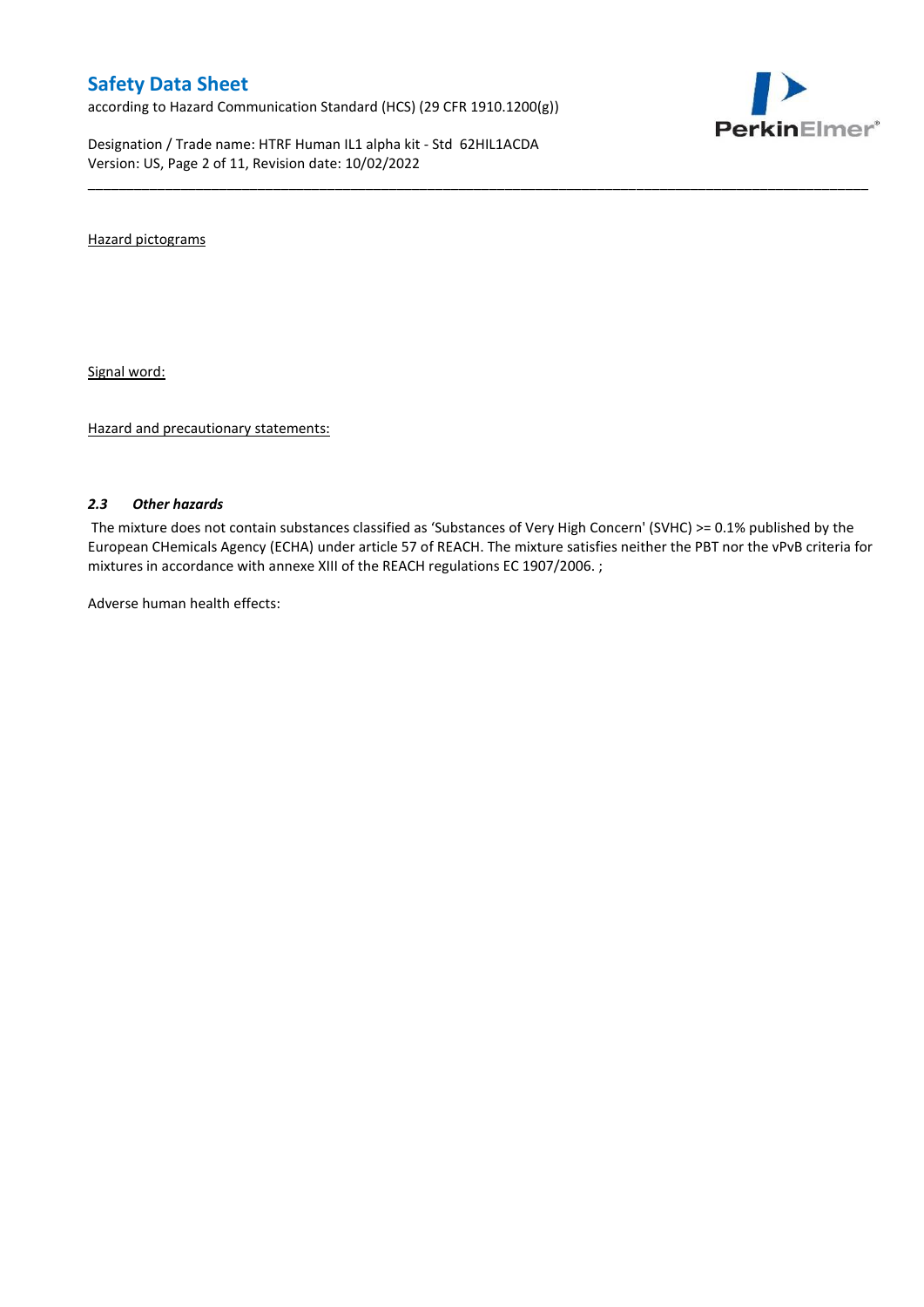Hazard pictograms

Signal word:

Hazard and precautionary statements:

### *2.3 Other hazards*

The mixture does not contain substances classified as 'Substances of Very High Concern' (SVHC) >= 0.1% published by the European CHemicals Agency (ECHA) under article 57 of REACH. The mixture satisfies neither the PBT nor the vPvB criteria for mixtures in accordance with annexe XIII of the REACH regulations EC 1907/2006. ;

Adverse human health effects: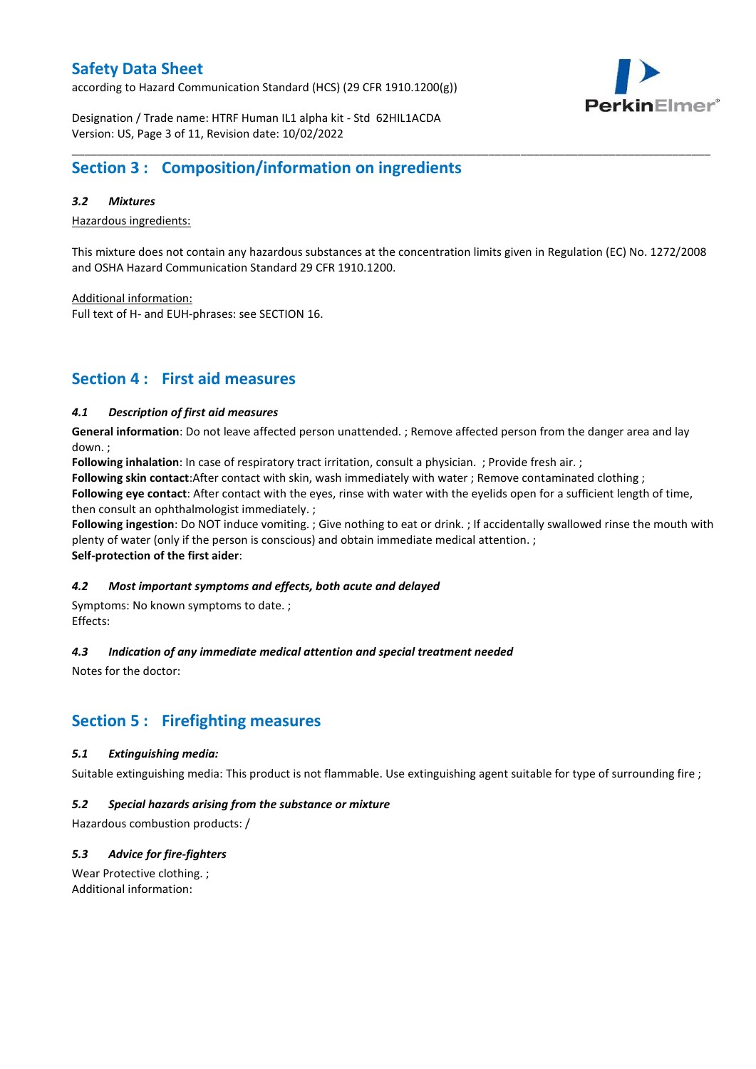## Section 3 : Composition/information on ingredients

### *3.2 Mixtures*

Hazardous ingredients:

This mixture does not contain any hazardous substances at the concentration limits given in Regulation (EC) No. 1272/2008 and OSHA Hazard Communication Standard 29 CFR 1910.1200.

Additional information:
Full text of H- and EUH-phrases: see SECTION 16.

## Section 4 : First aid measures

### *4.1 Description of first aid measures*

**General information**: Do not leave affected person unattended. ; Remove affected person from the danger area and lay down. ;
**Following inhalation**: In case of respiratory tract irritation, consult a physician. ; Provide fresh air. ;
**Following skin contact**:After contact with skin, wash immediately with water ; Remove contaminated clothing ;
**Following eye contact**: After contact with the eyes, rinse with water with the eyelids open for a sufficient length of time, then consult an ophthalmologist immediately. ;
**Following ingestion**: Do NOT induce vomiting. ; Give nothing to eat or drink. ; If accidentally swallowed rinse the mouth with plenty of water (only if the person is conscious) and obtain immediate medical attention. ;
**Self-protection of the first aider**:

### *4.2 Most important symptoms and effects, both acute and delayed*

Symptoms: No known symptoms to date. ;
Effects:

### *4.3 Indication of any immediate medical attention and special treatment needed*

Notes for the doctor:

## Section 5 : Firefighting measures

### *5.1 Extinguishing media:*

Suitable extinguishing media: This product is not flammable. Use extinguishing agent suitable for type of surrounding fire ;

### *5.2 Special hazards arising from the substance or mixture*

Hazardous combustion products: /

### *5.3 Advice for fire-fighters*

Wear Protective clothing. ;
Additional information: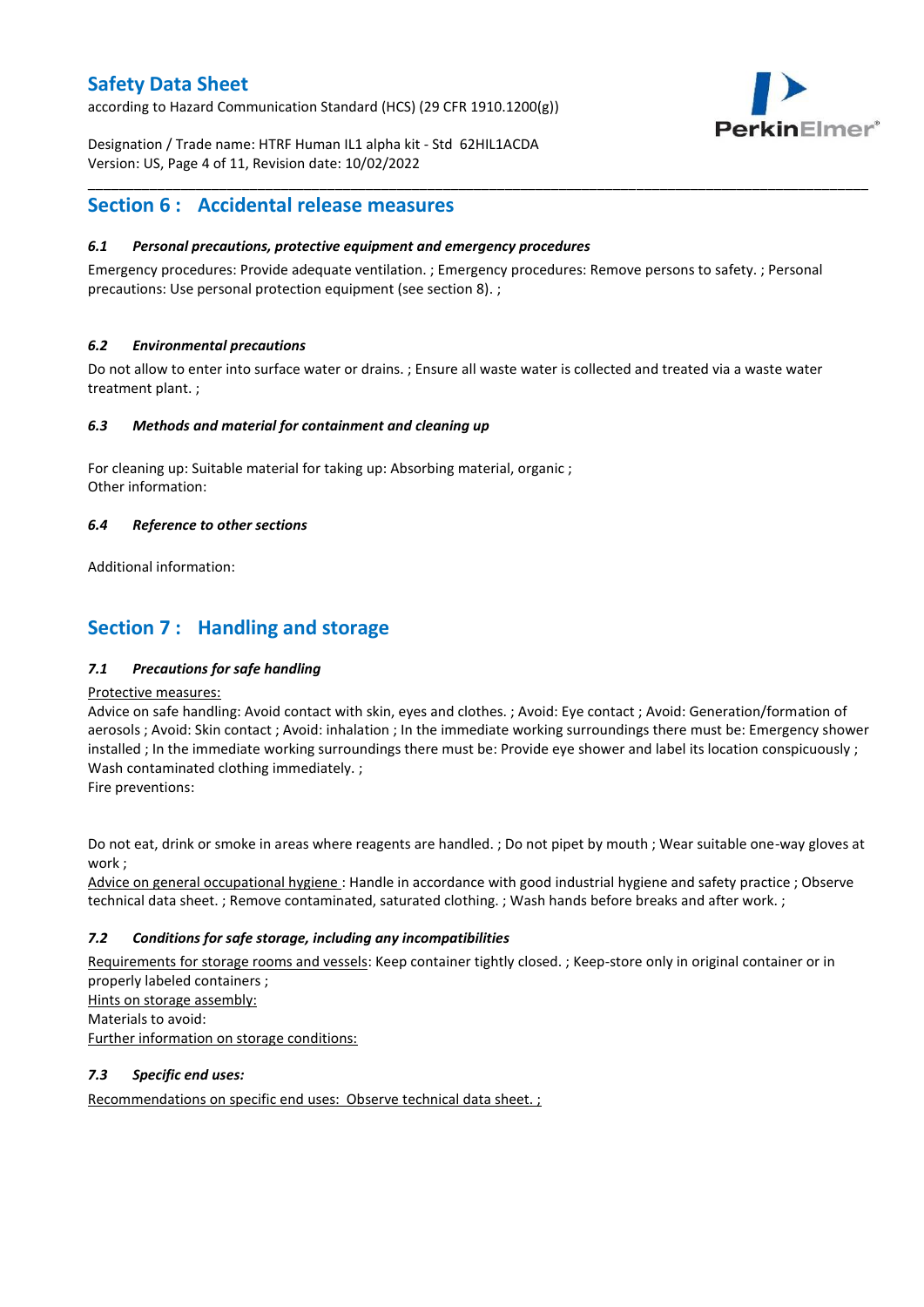## Section 6 : Accidental release measures

### 6.1 Personal precautions, protective equipment and emergency procedures

Emergency procedures: Provide adequate ventilation. ; Emergency procedures: Remove persons to safety. ; Personal precautions: Use personal protection equipment (see section 8). ;

### 6.2 Environmental precautions

Do not allow to enter into surface water or drains. ; Ensure all waste water is collected and treated via a waste water treatment plant. ;

### 6.3 Methods and material for containment and cleaning up

For cleaning up: Suitable material for taking up: Absorbing material, organic ;
Other information:

### 6.4 Reference to other sections

Additional information:

## Section 7 : Handling and storage

### 7.1 Precautions for safe handling

Protective measures:

Advice on safe handling: Avoid contact with skin, eyes and clothes. ; Avoid: Eye contact ; Avoid: Generation/formation of aerosols ; Avoid: Skin contact ; Avoid: inhalation ; In the immediate working surroundings there must be: Emergency shower installed ; In the immediate working surroundings there must be: Provide eye shower and label its location conspicuously ; Wash contaminated clothing immediately. ;
Fire preventions:

Do not eat, drink or smoke in areas where reagents are handled. ; Do not pipet by mouth ; Wear suitable one-way gloves at work ;

Advice on general occupational hygiene : Handle in accordance with good industrial hygiene and safety practice ; Observe technical data sheet. ; Remove contaminated, saturated clothing. ; Wash hands before breaks and after work. ;

### 7.2 Conditions for safe storage, including any incompatibilities

Requirements for storage rooms and vessels: Keep container tightly closed. ; Keep-store only in original container or in properly labeled containers ;
Hints on storage assembly:
Materials to avoid:
Further information on storage conditions:

### 7.3 Specific end uses:

Recommendations on specific end uses: Observe technical data sheet. ;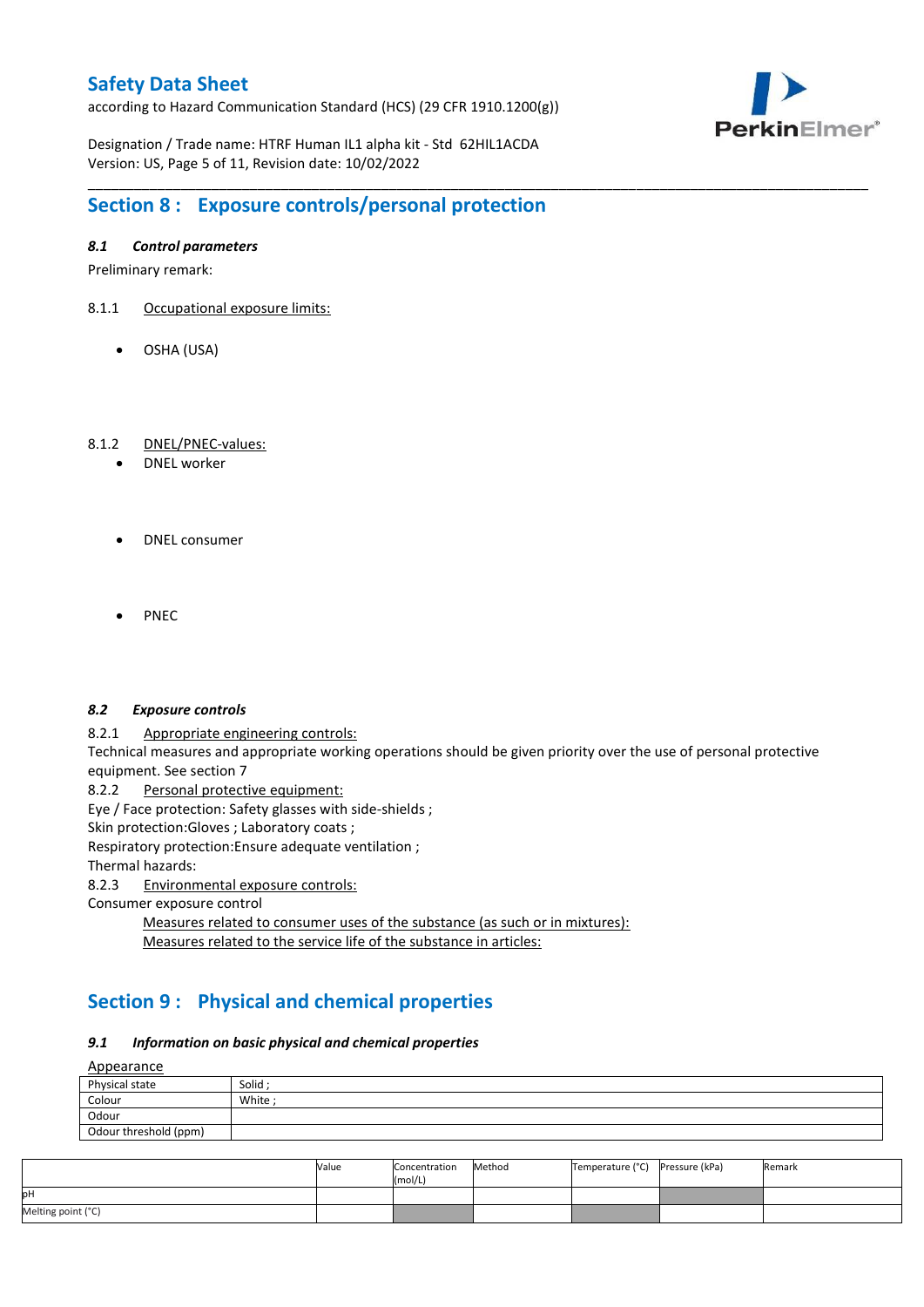## Section 8 : Exposure controls/personal protection

### *8.1 Control parameters*

Preliminary remark:

8.1.1 Occupational exposure limits:

- OSHA (USA)

8.1.2 DNEL/PNEC-values:

- DNEL worker
- DNEL consumer
- PNEC

### *8.2 Exposure controls*

8.2.1 Appropriate engineering controls:

Technical measures and appropriate working operations should be given priority over the use of personal protective equipment. See section 7

8.2.2 Personal protective equipment:

Eye / Face protection: Safety glasses with side-shields ;
Skin protection:Gloves ; Laboratory coats ;
Respiratory protection:Ensure adequate ventilation ;
Thermal hazards:

8.2.3 Environmental exposure controls:

Consumer exposure control

Measures related to consumer uses of the substance (as such or in mixtures):
Measures related to the service life of the substance in articles:

## Section 9 : Physical and chemical properties

### *9.1 Information on basic physical and chemical properties*

Appearance

| | |
|---|---|
| Physical state | Solid ; |
| Colour | White ; |
| Odour | |
| Odour threshold (ppm) | |

| | Value | Concentration (mol/L) | Method | Temperature (°C) | Pressure (kPa) | Remark |
|---|---|---|---|---|---|---|
| pH | | | | | | |
| Melting point (°C) | | | | | | |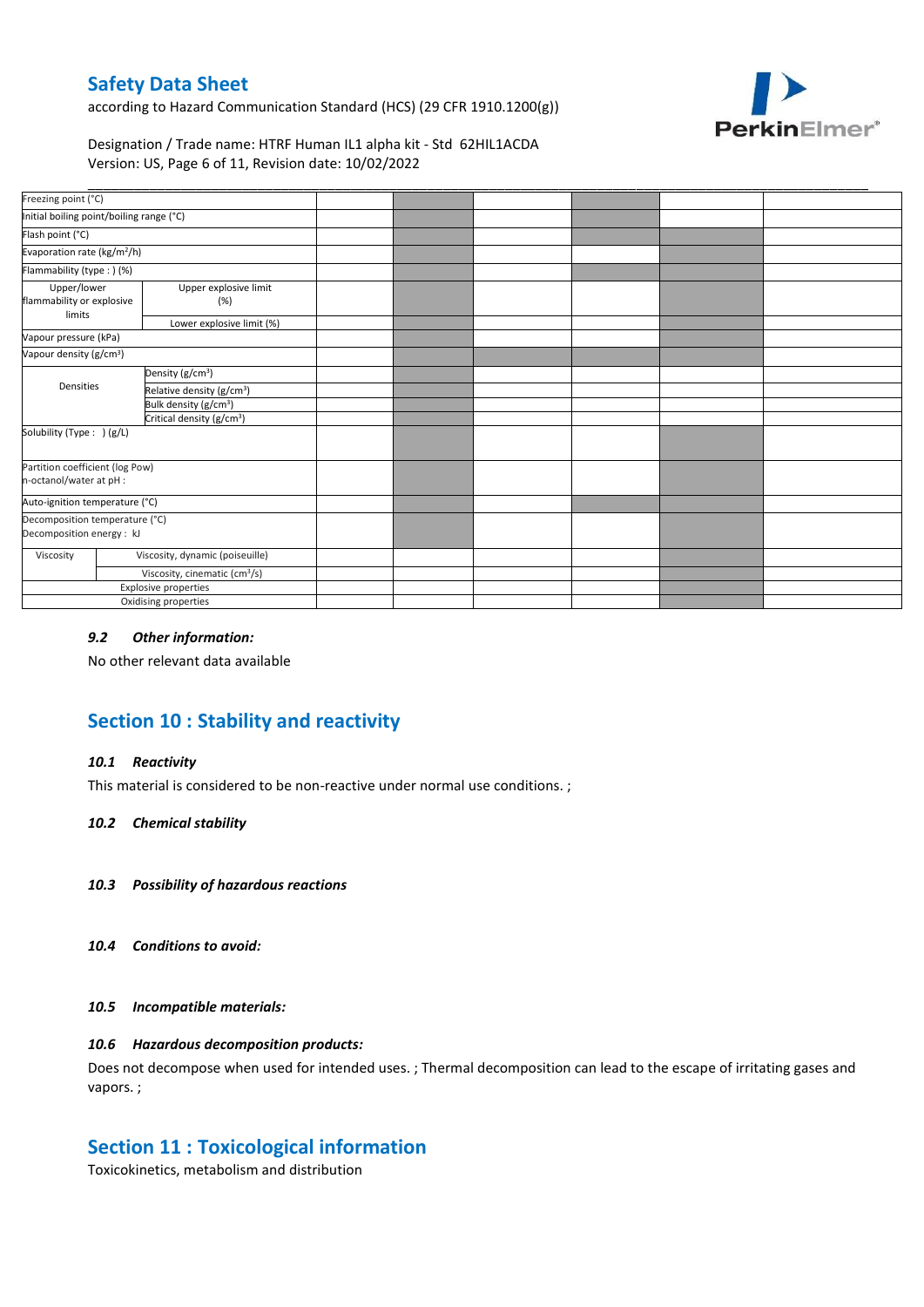| | | | | | | | |
|---|---|---|---|---|---|---|---|
| Freezing point (°C) | | | | | | | |
| Initial boiling point/boiling range (°C) | | | | | | | |
| Flash point (°C) | | | | | | | |
| Evaporation rate (kg/m²/h) | | | | | | | |
| Flammability (type : ) (%) | | | | | | | |
| Upper/lower flammability or explosive limits | Upper explosive limit (%) | | | | | | |
| | Lower explosive limit (%) | | | | | | |
| Vapour pressure (kPa) | | | | | | | |
| Vapour density (g/cm³) | | | | | | | |
| Densities | Density (g/cm³) | | | | | | |
| | Relative density (g/cm³) | | | | | | |
| | Bulk density (g/cm³) | | | | | | |
| | Critical density (g/cm³) | | | | | | |
| Solubility (Type : ) (g/L) | | | | | | | |
| Partition coefficient (log Pow) n-octanol/water at pH : | | | | | | | |
| Auto-ignition temperature (°C) | | | | | | | |
| Decomposition temperature (°C) Decomposition energy : kJ | | | | | | | |
| Viscosity | Viscosity, dynamic (poiseuille) | | | | | | |
| | Viscosity, cinematic (cm³/s) | | | | | | |
| Explosive properties | | | | | | | |
| Oxidising properties | | | | | | | |

### *9.2 Other information:*

No other relevant data available

## Section 10 : Stability and reactivity

### *10.1 Reactivity*

This material is considered to be non-reactive under normal use conditions. ;

### *10.2 Chemical stability*

### *10.3 Possibility of hazardous reactions*

### *10.4 Conditions to avoid:*

### *10.5 Incompatible materials:*

### *10.6 Hazardous decomposition products:*

Does not decompose when used for intended uses. ; Thermal decomposition can lead to the escape of irritating gases and vapors. ;

## Section 11 : Toxicological information

Toxicokinetics, metabolism and distribution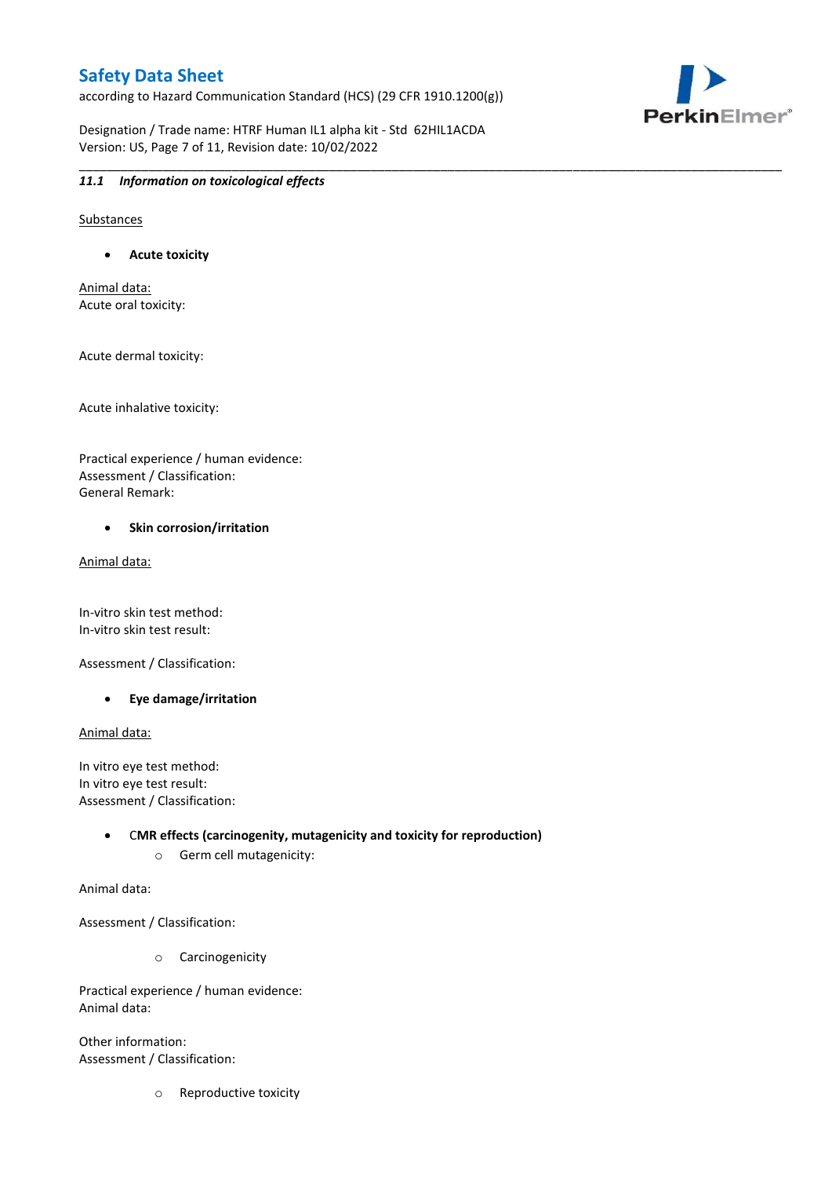### 11.1 *Information on toxicological effects*

Substances

- **Acute toxicity**

Animal data:
Acute oral toxicity:

Acute dermal toxicity:

Acute inhalative toxicity:

Practical experience / human evidence:
Assessment / Classification:
General Remark:

- **Skin corrosion/irritation**

Animal data:

In-vitro skin test method:
In-vitro skin test result:

Assessment / Classification:

- **Eye damage/irritation**

Animal data:

In vitro eye test method:
In vitro eye test result:
Assessment / Classification:

- **CMR effects (carcinogenity, mutagenicity and toxicity for reproduction)**
    - Germ cell mutagenicity:

Animal data:

Assessment / Classification:

- Carcinogenicity

Practical experience / human evidence:
Animal data:

Other information:
Assessment / Classification:

- Reproductive toxicity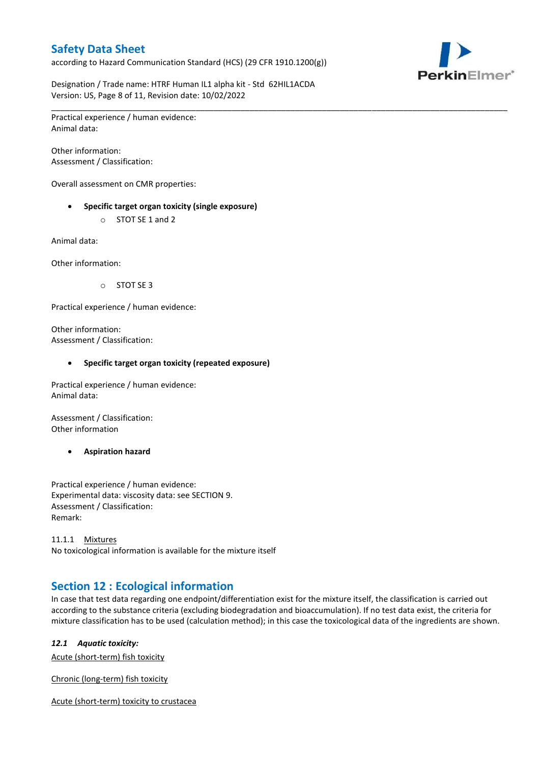Practical experience / human evidence:
Animal data:

Other information:
Assessment / Classification:

Overall assessment on CMR properties:

- **Specific target organ toxicity (single exposure)**
    - STOT SE 1 and 2

Animal data:

Other information:

- STOT SE 3

Practical experience / human evidence:

Other information:
Assessment / Classification:

- **Specific target organ toxicity (repeated exposure)**

Practical experience / human evidence:
Animal data:

Assessment / Classification:
Other information

- **Aspiration hazard**

Practical experience / human evidence:
Experimental data: viscosity data: see SECTION 9.
Assessment / Classification:
Remark:

11.1.1 Mixtures
No toxicological information is available for the mixture itself

## Section 12 : Ecological information

In case that test data regarding one endpoint/differentiation exist for the mixture itself, the classification is carried out according to the substance criteria (excluding biodegradation and bioaccumulation). If no test data exist, the criteria for mixture classification has to be used (calculation method); in this case the toxicological data of the ingredients are shown.

### *12.1 Aquatic toxicity:*

Acute (short-term) fish toxicity

Chronic (long-term) fish toxicity

Acute (short-term) toxicity to crustacea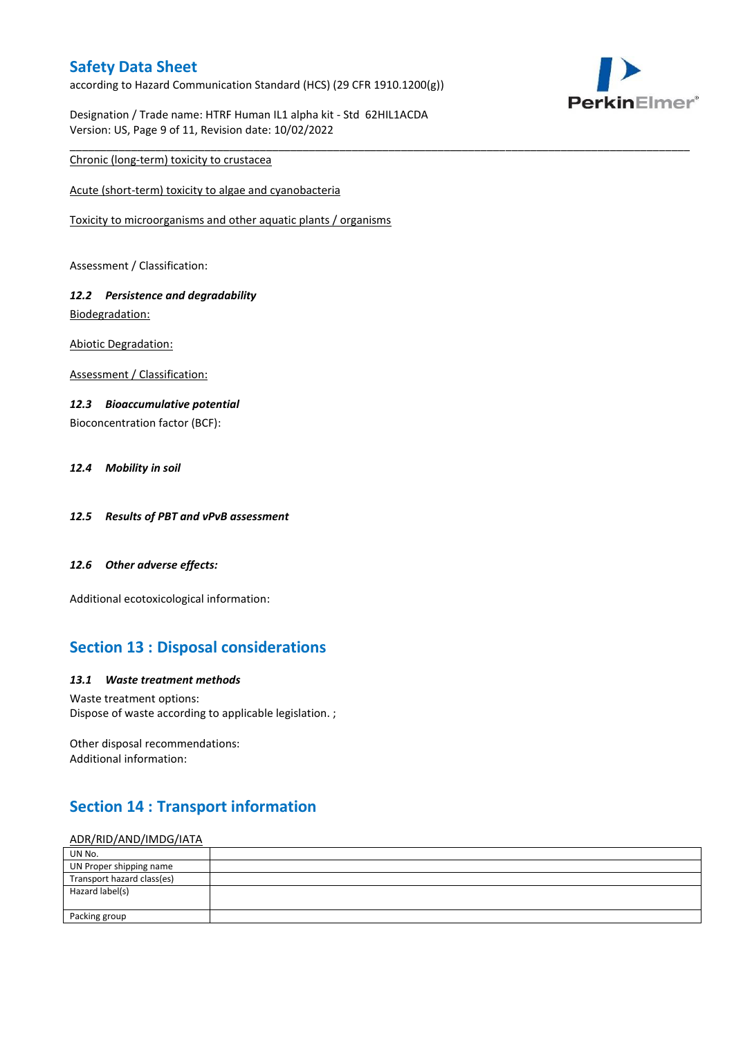Chronic (long-term) toxicity to crustacea

Acute (short-term) toxicity to algae and cyanobacteria

Toxicity to microorganisms and other aquatic plants / organisms

Assessment / Classification:

### *12.2 Persistence and degradability*

Biodegradation:

Abiotic Degradation:

Assessment / Classification:

### *12.3 Bioaccumulative potential*

Bioconcentration factor (BCF):

### *12.4 Mobility in soil*

### *12.5 Results of PBT and vPvB assessment*

### *12.6 Other adverse effects:*

Additional ecotoxicological information:

## Section 13 : Disposal considerations

### *13.1 Waste treatment methods*

Waste treatment options:
Dispose of waste according to applicable legislation. ;

Other disposal recommendations:
Additional information:

## Section 14 : Transport information

ADR/RID/AND/IMDG/IATA

| UN No. | |
|---|---|
| UN Proper shipping name | |
| Transport hazard class(es) | |
| Hazard label(s) | |
| Packing group | |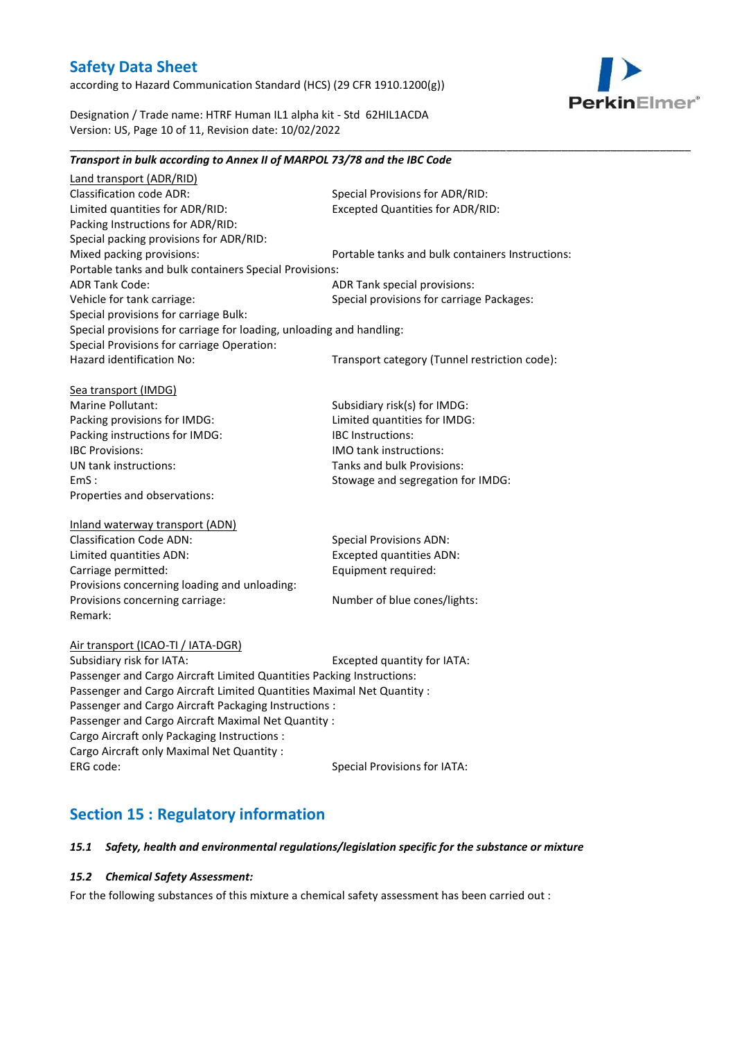***Transport in bulk according to Annex II of MARPOL 73/78 and the IBC Code***

Land transport (ADR/RID)

Classification code ADR:

Special Provisions for ADR/RID:

Limited quantities for ADR/RID:

Excepted Quantities for ADR/RID:

Packing Instructions for ADR/RID:

Special packing provisions for ADR/RID:

Mixed packing provisions:

Portable tanks and bulk containers Instructions:

Portable tanks and bulk containers Special Provisions:

ADR Tank Code:

ADR Tank special provisions:

Vehicle for tank carriage:

Special provisions for carriage Packages:

Special provisions for carriage Bulk:

Special provisions for carriage for loading, unloading and handling:

Special Provisions for carriage Operation:

Hazard identification No:

Transport category (Tunnel restriction code):

Sea transport (IMDG)

Marine Pollutant:

Subsidiary risk(s) for IMDG:

Packing provisions for IMDG:

Limited quantities for IMDG:

Packing instructions for IMDG:

IBC Instructions:

IBC Provisions:

IMO tank instructions:

UN tank instructions:

Tanks and bulk Provisions:

EmS :

Stowage and segregation for IMDG:

Properties and observations:

Inland waterway transport (ADN)

Classification Code ADN:

Special Provisions ADN:

Limited quantities ADN:

Excepted quantities ADN:

Carriage permitted:

Equipment required:

Provisions concerning loading and unloading:

Provisions concerning carriage:

Number of blue cones/lights:

Remark:

Air transport (ICAO-TI / IATA-DGR)

Subsidiary risk for IATA:

Excepted quantity for IATA:

Passenger and Cargo Aircraft Limited Quantities Packing Instructions:

Passenger and Cargo Aircraft Limited Quantities Maximal Net Quantity :

Passenger and Cargo Aircraft Packaging Instructions :

Passenger and Cargo Aircraft Maximal Net Quantity :

Cargo Aircraft only Packaging Instructions :

Cargo Aircraft only Maximal Net Quantity :

ERG code:

Special Provisions for IATA:

## Section 15 : Regulatory information

### *15.1 Safety, health and environmental regulations/legislation specific for the substance or mixture*

### *15.2 Chemical Safety Assessment:*

For the following substances of this mixture a chemical safety assessment has been carried out :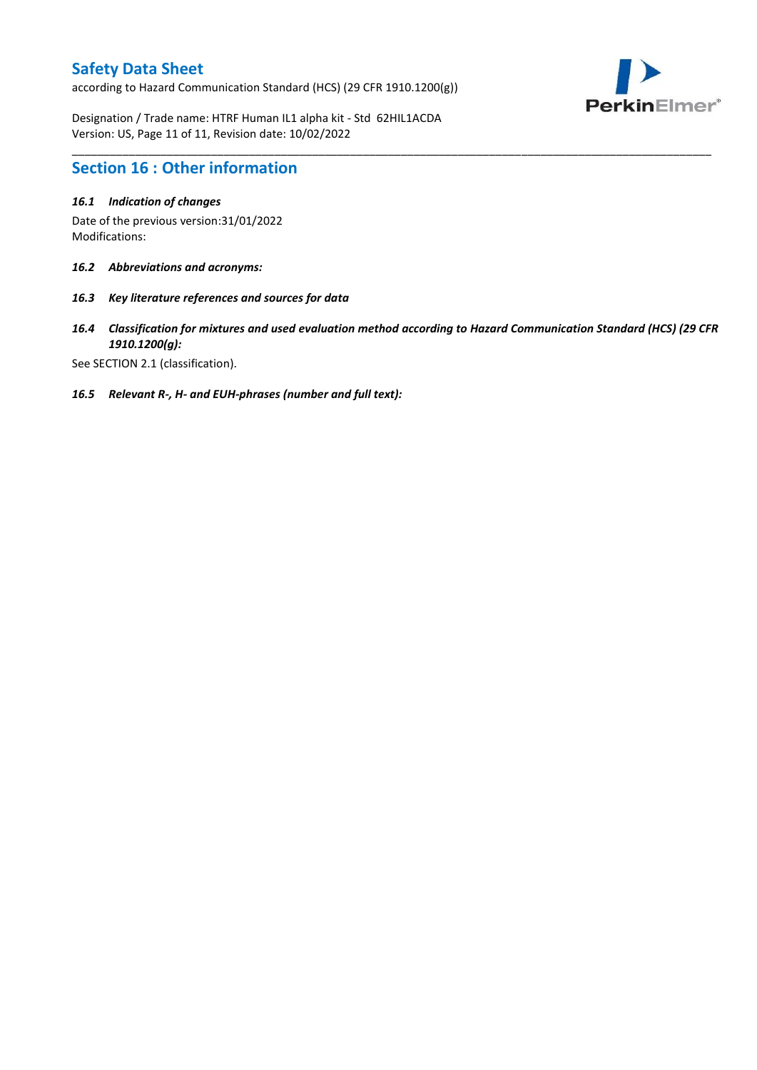## Section 16 : Other information

### *16.1 Indication of changes*

Date of the previous version:31/01/2022
Modifications:

### *16.2 Abbreviations and acronyms:*

### *16.3 Key literature references and sources for data*

### *16.4 Classification for mixtures and used evaluation method according to Hazard Communication Standard (HCS) (29 CFR 1910.1200(g):*

See SECTION 2.1 (classification).

### *16.5 Relevant R-, H- and EUH-phrases (number and full text):*